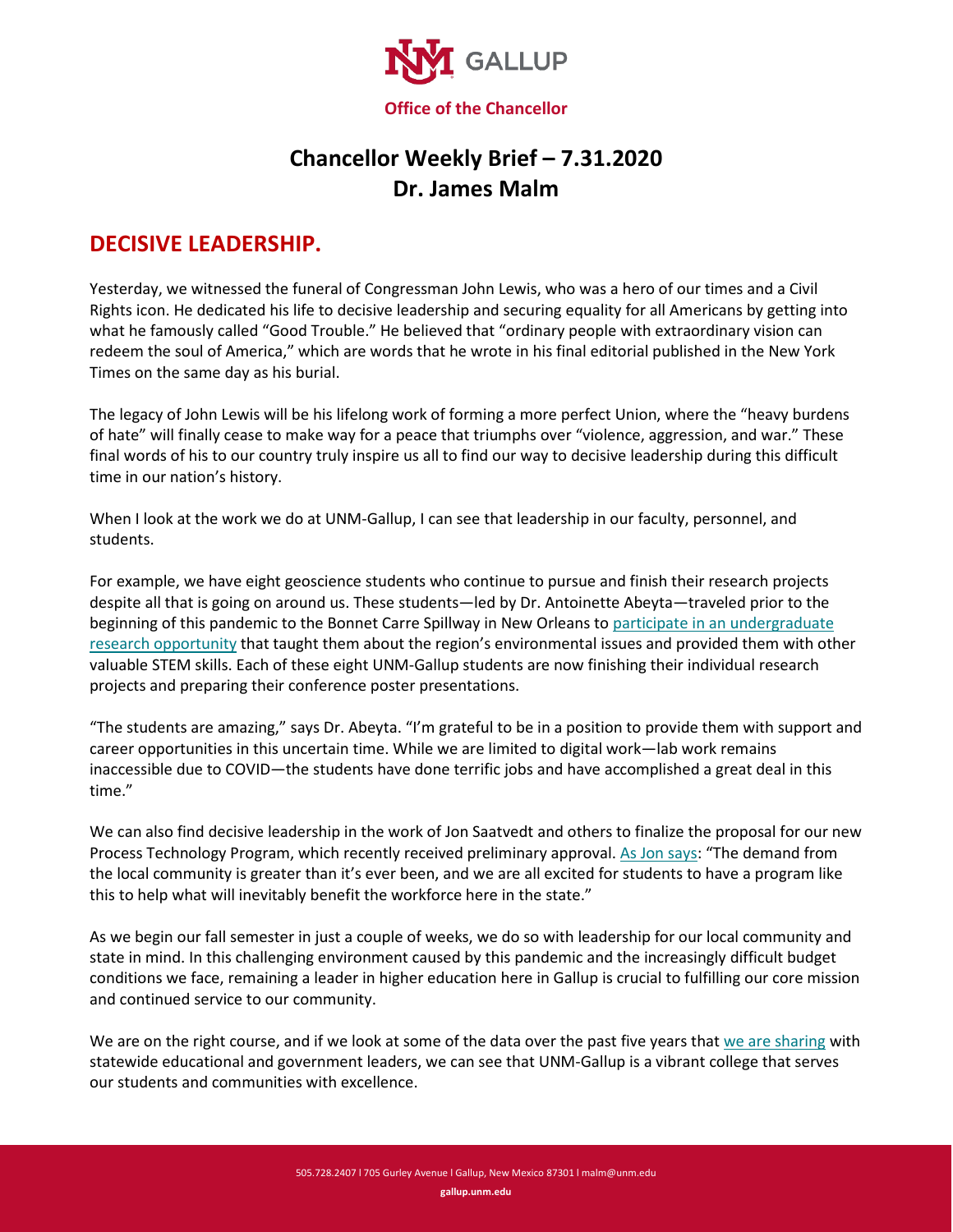GALLUP

**Office of the Chancellor**

# Chancellor Weekly Brief – 7.31.2020
# Dr. James Malm

## DECISIVE LEADERSHIP.

Yesterday, we witnessed the funeral of Congressman John Lewis, who was a hero of our times and a Civil Rights icon. He dedicated his life to decisive leadership and securing equality for all Americans by getting into what he famously called "Good Trouble." He believed that "ordinary people with extraordinary vision can redeem the soul of America," which are words that he wrote in his final editorial published in the New York Times on the same day as his burial.

The legacy of John Lewis will be his lifelong work of forming a more perfect Union, where the "heavy burdens of hate" will finally cease to make way for a peace that triumphs over "violence, aggression, and war." These final words of his to our country truly inspire us all to find our way to decisive leadership during this difficult time in our nation's history.

When I look at the work we do at UNM-Gallup, I can see that leadership in our faculty, personnel, and students.

For example, we have eight geoscience students who continue to pursue and finish their research projects despite all that is going on around us. These students—led by Dr. Antoinette Abeyta—traveled prior to the beginning of this pandemic to the Bonnet Carre Spillway in New Orleans to participate in an undergraduate research opportunity that taught them about the region's environmental issues and provided them with other valuable STEM skills. Each of these eight UNM-Gallup students are now finishing their individual research projects and preparing their conference poster presentations.

"The students are amazing," says Dr. Abeyta. "I'm grateful to be in a position to provide them with support and career opportunities in this uncertain time. While we are limited to digital work—lab work remains inaccessible due to COVID—the students have done terrific jobs and have accomplished a great deal in this time."

We can also find decisive leadership in the work of Jon Saatvedt and others to finalize the proposal for our new Process Technology Program, which recently received preliminary approval. As Jon says: "The demand from the local community is greater than it's ever been, and we are all excited for students to have a program like this to help what will inevitably benefit the workforce here in the state."

As we begin our fall semester in just a couple of weeks, we do so with leadership for our local community and state in mind. In this challenging environment caused by this pandemic and the increasingly difficult budget conditions we face, remaining a leader in higher education here in Gallup is crucial to fulfilling our core mission and continued service to our community.

We are on the right course, and if we look at some of the data over the past five years that we are sharing with statewide educational and government leaders, we can see that UNM-Gallup is a vibrant college that serves our students and communities with excellence.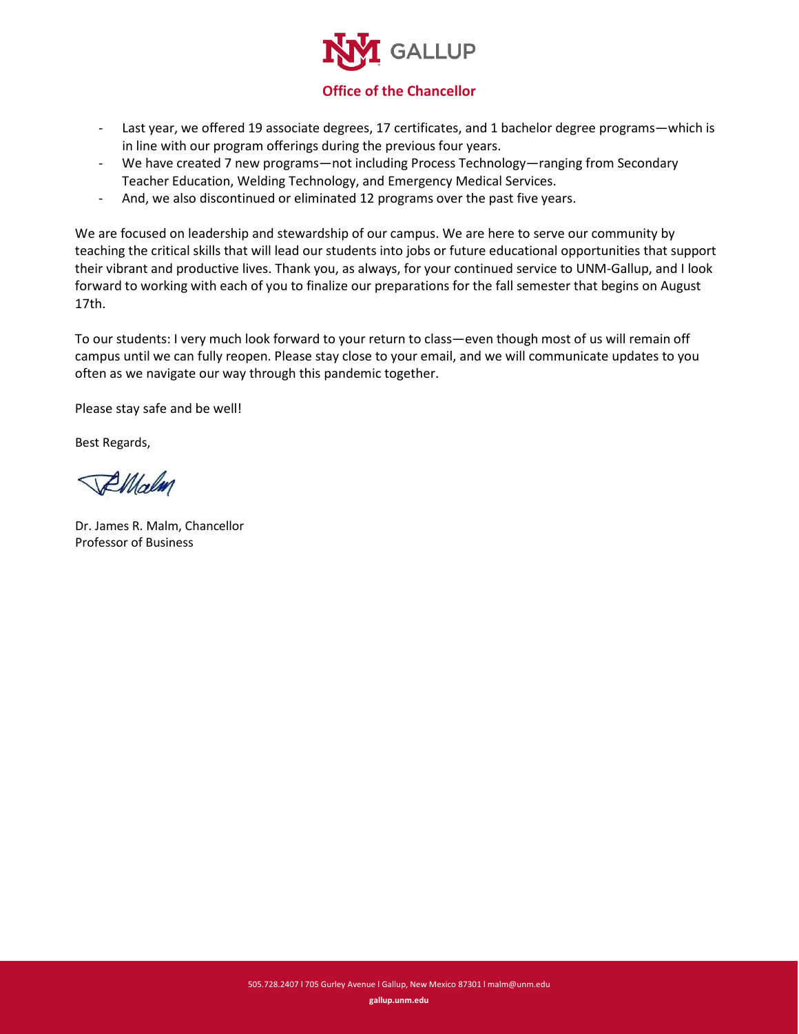**Office of the Chancellor**

- Last year, we offered 19 associate degrees, 17 certificates, and 1 bachelor degree programs—which is in line with our program offerings during the previous four years.
- We have created 7 new programs—not including Process Technology—ranging from Secondary Teacher Education, Welding Technology, and Emergency Medical Services.
- And, we also discontinued or eliminated 12 programs over the past five years.

We are focused on leadership and stewardship of our campus. We are here to serve our community by teaching the critical skills that will lead our students into jobs or future educational opportunities that support their vibrant and productive lives. Thank you, as always, for your continued service to UNM-Gallup, and I look forward to working with each of you to finalize our preparations for the fall semester that begins on August 17th.

To our students: I very much look forward to your return to class—even though most of us will remain off campus until we can fully reopen. Please stay close to your email, and we will communicate updates to you often as we navigate our way through this pandemic together.

Please stay safe and be well!

Best Regards,

Dr. James R. Malm, Chancellor
Professor of Business

505.728.2407 l 705 Gurley Avenue l Gallup, New Mexico 87301 l malm@unm.edu
gallup.unm.edu